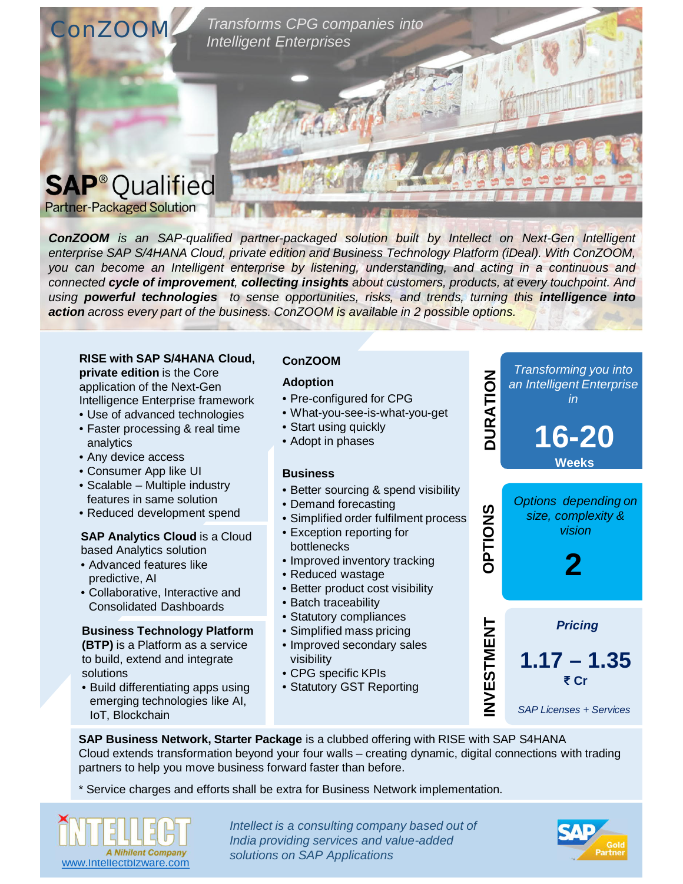# ConZOOM

*Transforms CPG companies into Intelligent Enterprises*

**SAP® Qualified**
Partner-Packaged Solution

***ConZOOM*** *is an SAP-qualified partner-packaged solution built by Intellect on Next-Gen Intelligent enterprise SAP S/4HANA Cloud, private edition and Business Technology Platform (iDeal). With ConZOOM, you can become an Intelligent enterprise by listening, understanding, and acting in a continuous and connected* ***cycle of improvement***, ***collecting insights*** *about customers, products, at every touchpoint. And using* ***powerful technologies*** *to sense opportunities, risks, and trends, turning this* ***intelligence into action*** *across every part of the business. ConZOOM is available in 2 possible options.*

**RISE with SAP S/4HANA Cloud, private edition** is the Core application of the Next-Gen Intelligence Enterprise framework

- Use of advanced technologies
- Faster processing & real time analytics
- Any device access
- Consumer App like UI
- Scalable – Multiple industry features in same solution
- Reduced development spend

**SAP Analytics Cloud** is a Cloud based Analytics solution

- Advanced features like predictive, AI
- Collaborative, Interactive and Consolidated Dashboards

**Business Technology Platform (BTP)** is a Platform as a service to build, extend and integrate solutions

- Build differentiating apps using emerging technologies like AI, IoT, Blockchain

## ConZOOM

### Adoption

- Pre-configured for CPG
- What-you-see-is-what-you-get
- Start using quickly
- Adopt in phases

### Business

- Better sourcing & spend visibility
- Demand forecasting
- Simplified order fulfilment process
- Exception reporting for bottlenecks
- Improved inventory tracking
- Reduced wastage
- Better product cost visibility
- Batch traceability
- Statutory compliances
- Simplified mass pricing
- Improved secondary sales visibility
- CPG specific KPIs
- Statutory GST Reporting

**DURATION**

*Transforming you into an Intelligent Enterprise in*

**16-20**
**Weeks**

**OPTIONS**

*Options depending on size, complexity & vision*

**2**

**INVESTMENT**

***Pricing***

**1.17 – 1.35**
**₹ Cr**

*SAP Licenses + Services*

**SAP Business Network, Starter Package** is a clubbed offering with RISE with SAP S4HANA Cloud extends transformation beyond your four walls – creating dynamic, digital connections with trading partners to help you move business forward faster than before.

* Service charges and efforts shall be extra for Business Network implementation.

INTELLECT
A Nihilent Company
www.intellectbizware.com

*Intellect is a consulting company based out of India providing services and value-added solutions on SAP Applications*

SAP Gold Partner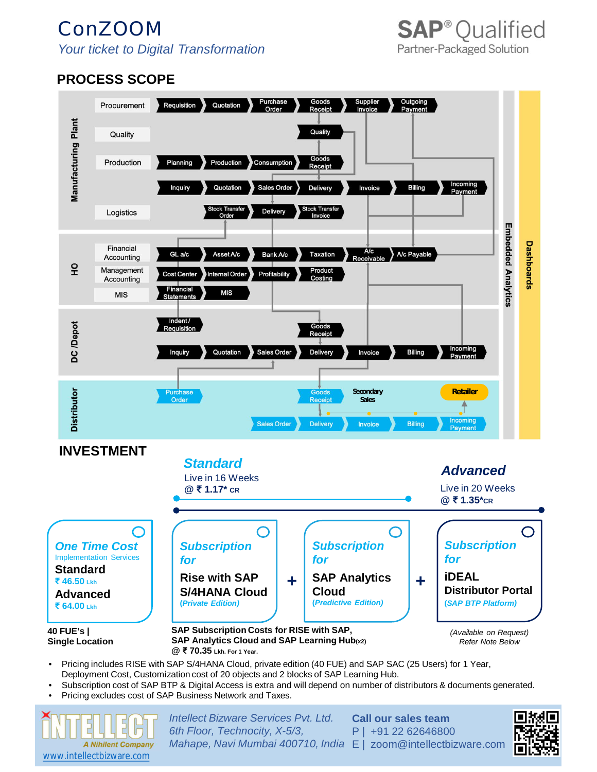# ConZOOM

*Your ticket to Digital Transformation*

SAP® Qualified
Partner-Packaged Solution

## PROCESS SCOPE

**Manufacturing Plant**

Procurement: Requisition → Quotation → Purchase Order → Goods Receipt → Supplier Invoice → Outgoing Payment

Quality: Quality

Production: Planning → Production → Consumption → Goods Receipt

Inquiry → Quotation → Sales Order → Delivery → Invoice → Billing → Incoming Payment

Logistics: Stock Transfer Order → Delivery → Stock Transfer Invoice

**HO**

Financial Accounting: GL a/c → Asset A/c → Bank A/c → Taxation → A/c Receivable → A/c Payable

Management Accounting: Cost Center → Internal Order → Profitability → Product Costing

MIS: Financial Statements → MIS

**DC /Depot**

Indent / Requisition → Goods Receipt

Inquiry → Quotation → Sales Order → Delivery → Invoice → Billing → Incoming Payment

**Distributor**

Purchase Order → Goods Receipt → Secondary Sales → Retailer

Sales Order → Delivery → Invoice → Billing → Incoming Payment

Embedded Analytics

Dashboards

## INVESTMENT

***Standard***
Live in 16 Weeks
@ ₹ 1.17* CR

***Advanced***
Live in 20 Weeks
@ ₹ 1.35*CR

***One Time Cost***
*Implementation Services*
**Standard**
₹ 46.50 Lkh
**Advanced**
₹ 64.00 Lkh

**40 FUE's | Single Location**

***Subscription for***
**Rise with SAP S/4HANA Cloud**
*(Private Edition)*

+

***Subscription for***
**SAP Analytics Cloud**
*(Predictive Edition)*

+

***Subscription for***
**iDEAL Distributor Portal**
*(SAP BTP Platform)*

**SAP Subscription Costs for RISE with SAP, SAP Analytics Cloud and SAP Learning Hub(x2)**
@ ₹ 70.35 Lkh. For 1 Year.

*(Available on Request)*
*Refer Note Below*

- Pricing includes RISE with SAP S/4HANA Cloud, private edition (40 FUE) and SAP SAC (25 Users) for 1 Year, Deployment Cost, Customization cost of 20 objects and 2 blocks of SAP Learning Hub.
- Subscription cost of SAP BTP & Digital Access is extra and will depend on number of distributors & documents generated.
- Pricing excludes cost of SAP Business Network and Taxes.

INTELLECT
*A Nihilent Company*
www.intellectbizware.com

*Intellect Bizware Services Pvt. Ltd.*
*6th Floor, Technocity, X-5/3,*
*Mahape, Navi Mumbai 400710, India*

**Call our sales team**
P | +91 22 62646800
E | zoom@intellectbizware.com